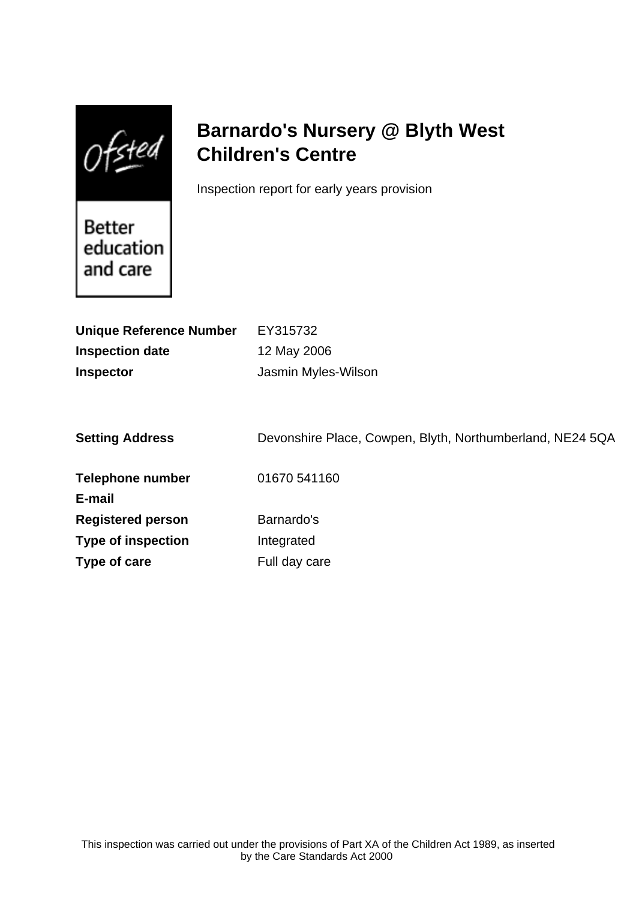# Barnardo's Nursery @ Blyth West Children's Centre

Inspection report for early years provision

**Unique Reference Number** EY315732

**Inspection date** 12 May 2006

**Inspector** Jasmin Myles-Wilson

**Setting Address** Devonshire Place, Cowpen, Blyth, Northumberland, NE24 5QA

**Telephone number** 01670 541160

**E-mail**

**Registered person** Barnardo's

**Type of inspection** Integrated

**Type of care** Full day care

This inspection was carried out under the provisions of Part XA of the Children Act 1989, as inserted by the Care Standards Act 2000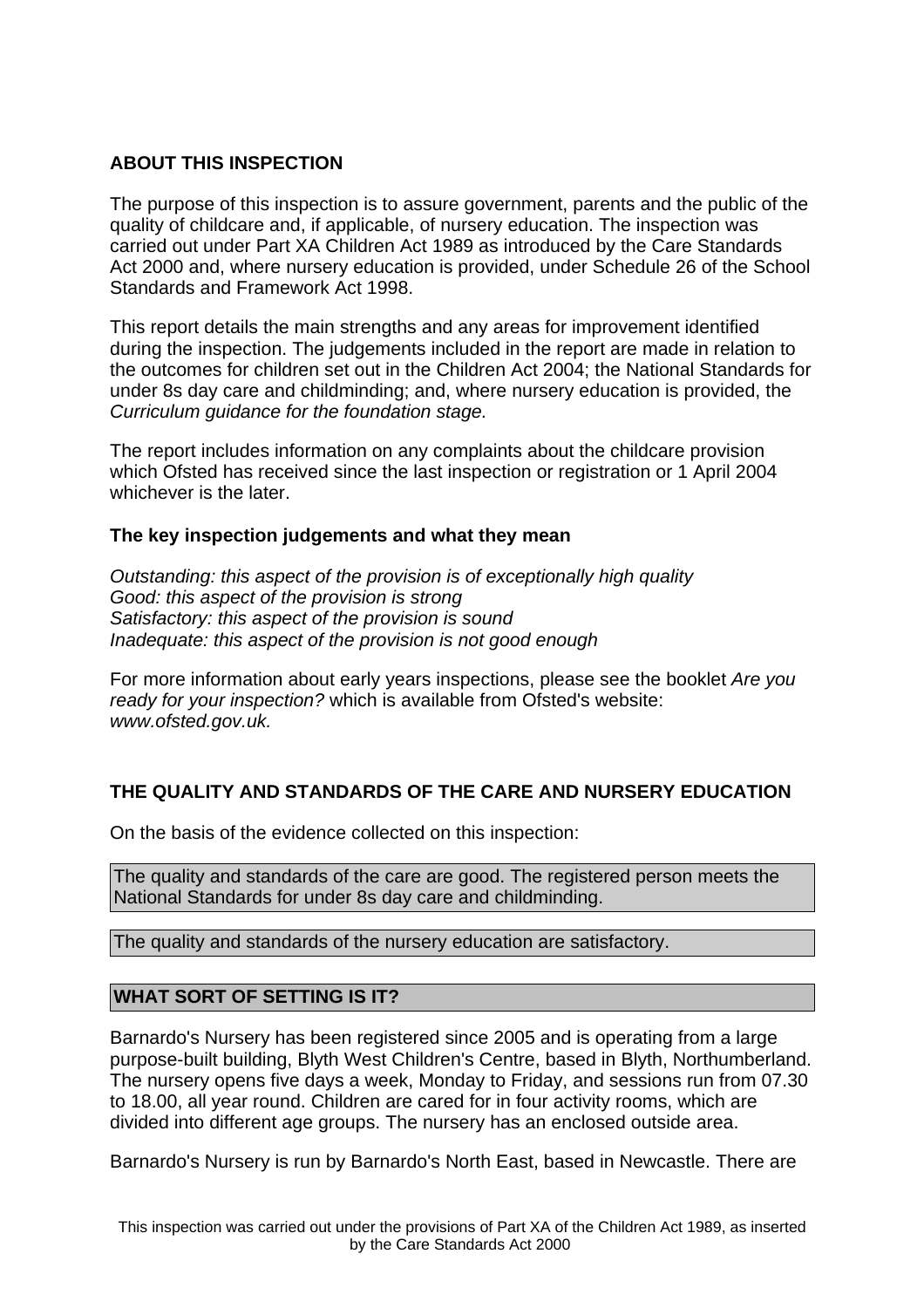## ABOUT THIS INSPECTION

The purpose of this inspection is to assure government, parents and the public of the quality of childcare and, if applicable, of nursery education. The inspection was carried out under Part XA Children Act 1989 as introduced by the Care Standards Act 2000 and, where nursery education is provided, under Schedule 26 of the School Standards and Framework Act 1998.

This report details the main strengths and any areas for improvement identified during the inspection. The judgements included in the report are made in relation to the outcomes for children set out in the Children Act 2004; the National Standards for under 8s day care and childminding; and, where nursery education is provided, the *Curriculum guidance for the foundation stage.*

The report includes information on any complaints about the childcare provision which Ofsted has received since the last inspection or registration or 1 April 2004 whichever is the later.

### The key inspection judgements and what they mean

*Outstanding: this aspect of the provision is of exceptionally high quality*
*Good: this aspect of the provision is strong*
*Satisfactory: this aspect of the provision is sound*
*Inadequate: this aspect of the provision is not good enough*

For more information about early years inspections, please see the booklet *Are you ready for your inspection?* which is available from Ofsted's website: *www.ofsted.gov.uk.*

## THE QUALITY AND STANDARDS OF THE CARE AND NURSERY EDUCATION

On the basis of the evidence collected on this inspection:

The quality and standards of the care are good. The registered person meets the National Standards for under 8s day care and childminding.

The quality and standards of the nursery education are satisfactory.

## WHAT SORT OF SETTING IS IT?

Barnardo's Nursery has been registered since 2005 and is operating from a large purpose-built building, Blyth West Children's Centre, based in Blyth, Northumberland. The nursery opens five days a week, Monday to Friday, and sessions run from 07.30 to 18.00, all year round. Children are cared for in four activity rooms, which are divided into different age groups. The nursery has an enclosed outside area.

Barnardo's Nursery is run by Barnardo's North East, based in Newcastle. There are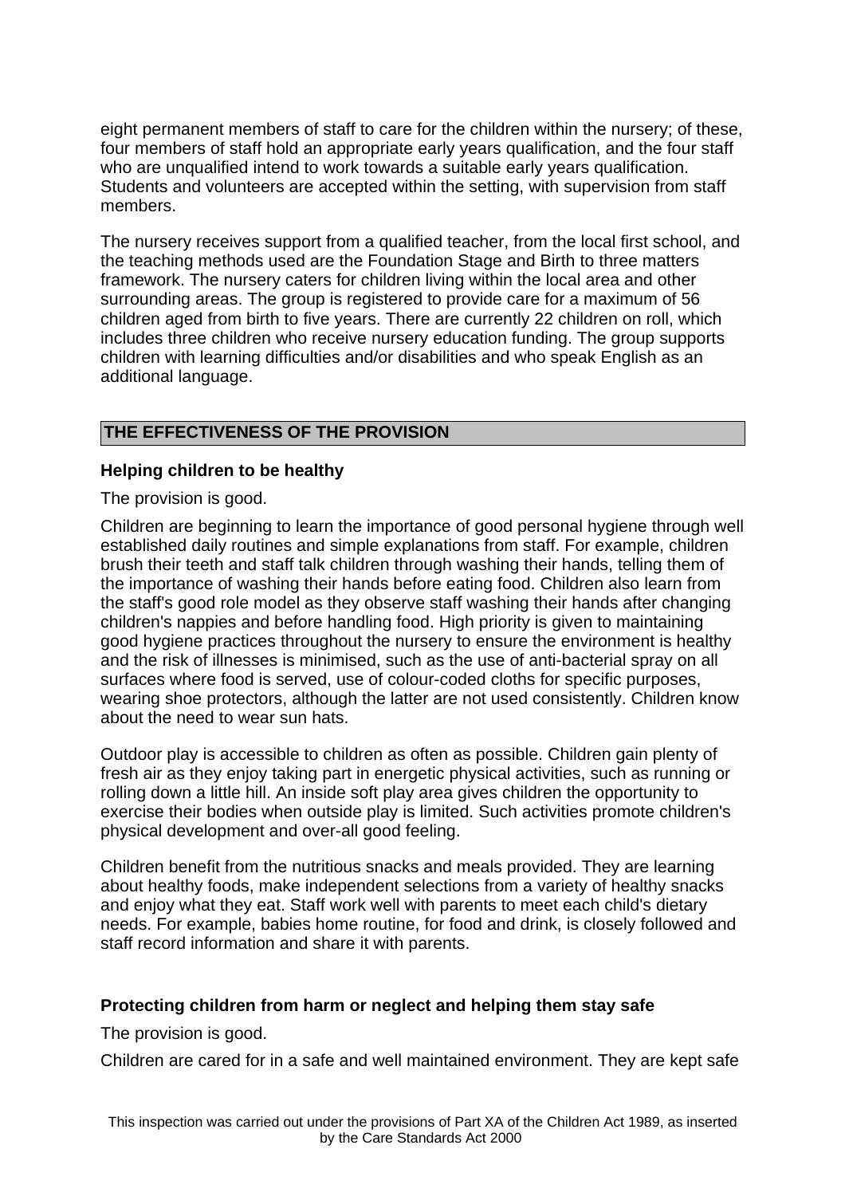eight permanent members of staff to care for the children within the nursery; of these, four members of staff hold an appropriate early years qualification, and the four staff who are unqualified intend to work towards a suitable early years qualification. Students and volunteers are accepted within the setting, with supervision from staff members.

The nursery receives support from a qualified teacher, from the local first school, and the teaching methods used are the Foundation Stage and Birth to three matters framework. The nursery caters for children living within the local area and other surrounding areas. The group is registered to provide care for a maximum of 56 children aged from birth to five years. There are currently 22 children on roll, which includes three children who receive nursery education funding. The group supports children with learning difficulties and/or disabilities and who speak English as an additional language.

## THE EFFECTIVENESS OF THE PROVISION

### Helping children to be healthy

The provision is good.

Children are beginning to learn the importance of good personal hygiene through well established daily routines and simple explanations from staff. For example, children brush their teeth and staff talk children through washing their hands, telling them of the importance of washing their hands before eating food. Children also learn from the staff's good role model as they observe staff washing their hands after changing children's nappies and before handling food. High priority is given to maintaining good hygiene practices throughout the nursery to ensure the environment is healthy and the risk of illnesses is minimised, such as the use of anti-bacterial spray on all surfaces where food is served, use of colour-coded cloths for specific purposes, wearing shoe protectors, although the latter are not used consistently. Children know about the need to wear sun hats.

Outdoor play is accessible to children as often as possible. Children gain plenty of fresh air as they enjoy taking part in energetic physical activities, such as running or rolling down a little hill. An inside soft play area gives children the opportunity to exercise their bodies when outside play is limited. Such activities promote children's physical development and over-all good feeling.

Children benefit from the nutritious snacks and meals provided. They are learning about healthy foods, make independent selections from a variety of healthy snacks and enjoy what they eat. Staff work well with parents to meet each child's dietary needs. For example, babies home routine, for food and drink, is closely followed and staff record information and share it with parents.

### Protecting children from harm or neglect and helping them stay safe

The provision is good.

Children are cared for in a safe and well maintained environment. They are kept safe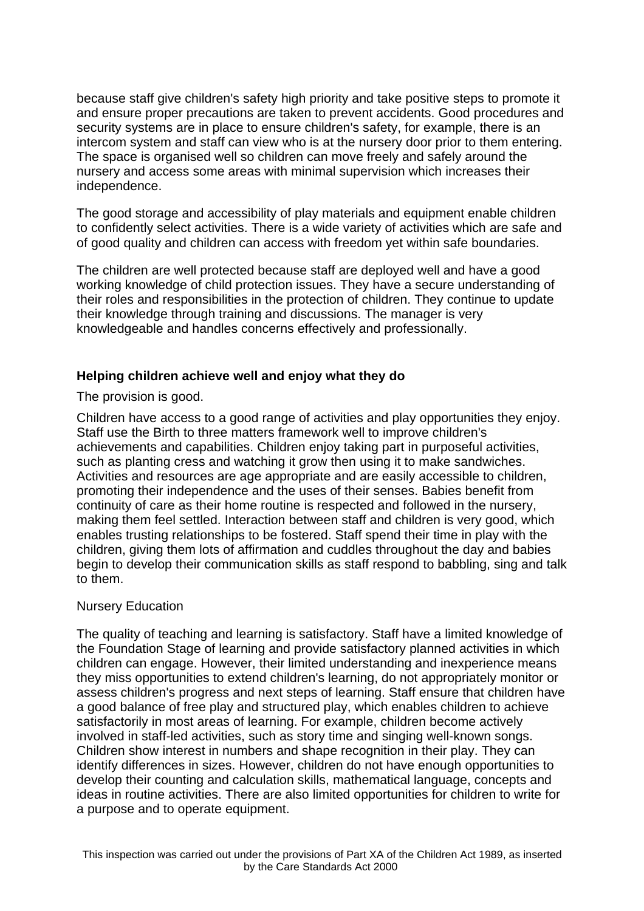because staff give children's safety high priority and take positive steps to promote it and ensure proper precautions are taken to prevent accidents. Good procedures and security systems are in place to ensure children's safety, for example, there is an intercom system and staff can view who is at the nursery door prior to them entering. The space is organised well so children can move freely and safely around the nursery and access some areas with minimal supervision which increases their independence.

The good storage and accessibility of play materials and equipment enable children to confidently select activities. There is a wide variety of activities which are safe and of good quality and children can access with freedom yet within safe boundaries.

The children are well protected because staff are deployed well and have a good working knowledge of child protection issues. They have a secure understanding of their roles and responsibilities in the protection of children. They continue to update their knowledge through training and discussions. The manager is very knowledgeable and handles concerns effectively and professionally.

**Helping children achieve well and enjoy what they do**

The provision is good.

Children have access to a good range of activities and play opportunities they enjoy. Staff use the Birth to three matters framework well to improve children's achievements and capabilities. Children enjoy taking part in purposeful activities, such as planting cress and watching it grow then using it to make sandwiches. Activities and resources are age appropriate and are easily accessible to children, promoting their independence and the uses of their senses. Babies benefit from continuity of care as their home routine is respected and followed in the nursery, making them feel settled. Interaction between staff and children is very good, which enables trusting relationships to be fostered. Staff spend their time in play with the children, giving them lots of affirmation and cuddles throughout the day and babies begin to develop their communication skills as staff respond to babbling, sing and talk to them.

Nursery Education

The quality of teaching and learning is satisfactory. Staff have a limited knowledge of the Foundation Stage of learning and provide satisfactory planned activities in which children can engage. However, their limited understanding and inexperience means they miss opportunities to extend children's learning, do not appropriately monitor or assess children's progress and next steps of learning. Staff ensure that children have a good balance of free play and structured play, which enables children to achieve satisfactorily in most areas of learning. For example, children become actively involved in staff-led activities, such as story time and singing well-known songs. Children show interest in numbers and shape recognition in their play. They can identify differences in sizes. However, children do not have enough opportunities to develop their counting and calculation skills, mathematical language, concepts and ideas in routine activities. There are also limited opportunities for children to write for a purpose and to operate equipment.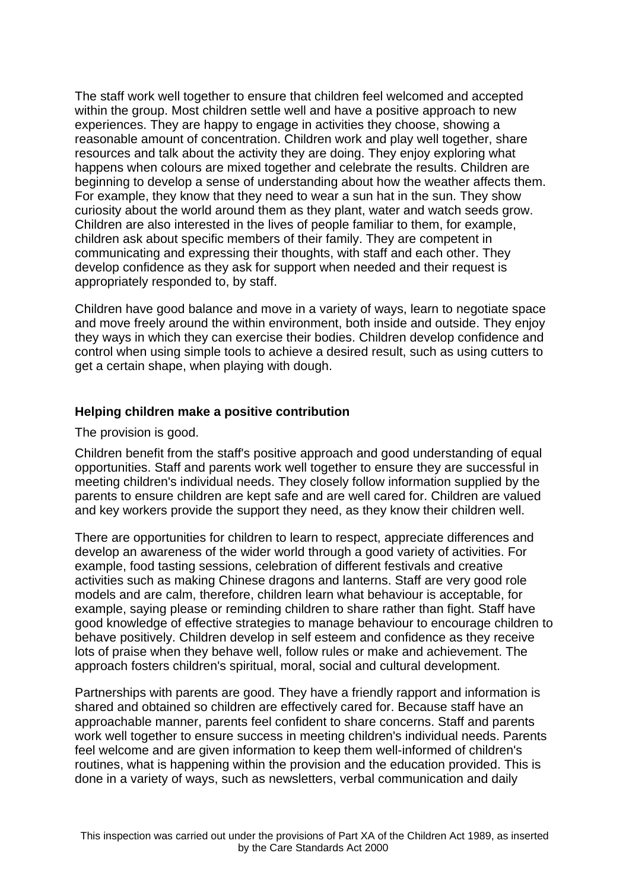The staff work well together to ensure that children feel welcomed and accepted within the group. Most children settle well and have a positive approach to new experiences. They are happy to engage in activities they choose, showing a reasonable amount of concentration. Children work and play well together, share resources and talk about the activity they are doing. They enjoy exploring what happens when colours are mixed together and celebrate the results. Children are beginning to develop a sense of understanding about how the weather affects them. For example, they know that they need to wear a sun hat in the sun. They show curiosity about the world around them as they plant, water and watch seeds grow. Children are also interested in the lives of people familiar to them, for example, children ask about specific members of their family. They are competent in communicating and expressing their thoughts, with staff and each other. They develop confidence as they ask for support when needed and their request is appropriately responded to, by staff.

Children have good balance and move in a variety of ways, learn to negotiate space and move freely around the within environment, both inside and outside. They enjoy they ways in which they can exercise their bodies. Children develop confidence and control when using simple tools to achieve a desired result, such as using cutters to get a certain shape, when playing with dough.

**Helping children make a positive contribution**

The provision is good.

Children benefit from the staff's positive approach and good understanding of equal opportunities. Staff and parents work well together to ensure they are successful in meeting children's individual needs. They closely follow information supplied by the parents to ensure children are kept safe and are well cared for. Children are valued and key workers provide the support they need, as they know their children well.

There are opportunities for children to learn to respect, appreciate differences and develop an awareness of the wider world through a good variety of activities. For example, food tasting sessions, celebration of different festivals and creative activities such as making Chinese dragons and lanterns. Staff are very good role models and are calm, therefore, children learn what behaviour is acceptable, for example, saying please or reminding children to share rather than fight. Staff have good knowledge of effective strategies to manage behaviour to encourage children to behave positively. Children develop in self esteem and confidence as they receive lots of praise when they behave well, follow rules or make and achievement. The approach fosters children's spiritual, moral, social and cultural development.

Partnerships with parents are good. They have a friendly rapport and information is shared and obtained so children are effectively cared for. Because staff have an approachable manner, parents feel confident to share concerns. Staff and parents work well together to ensure success in meeting children's individual needs. Parents feel welcome and are given information to keep them well-informed of children's routines, what is happening within the provision and the education provided. This is done in a variety of ways, such as newsletters, verbal communication and daily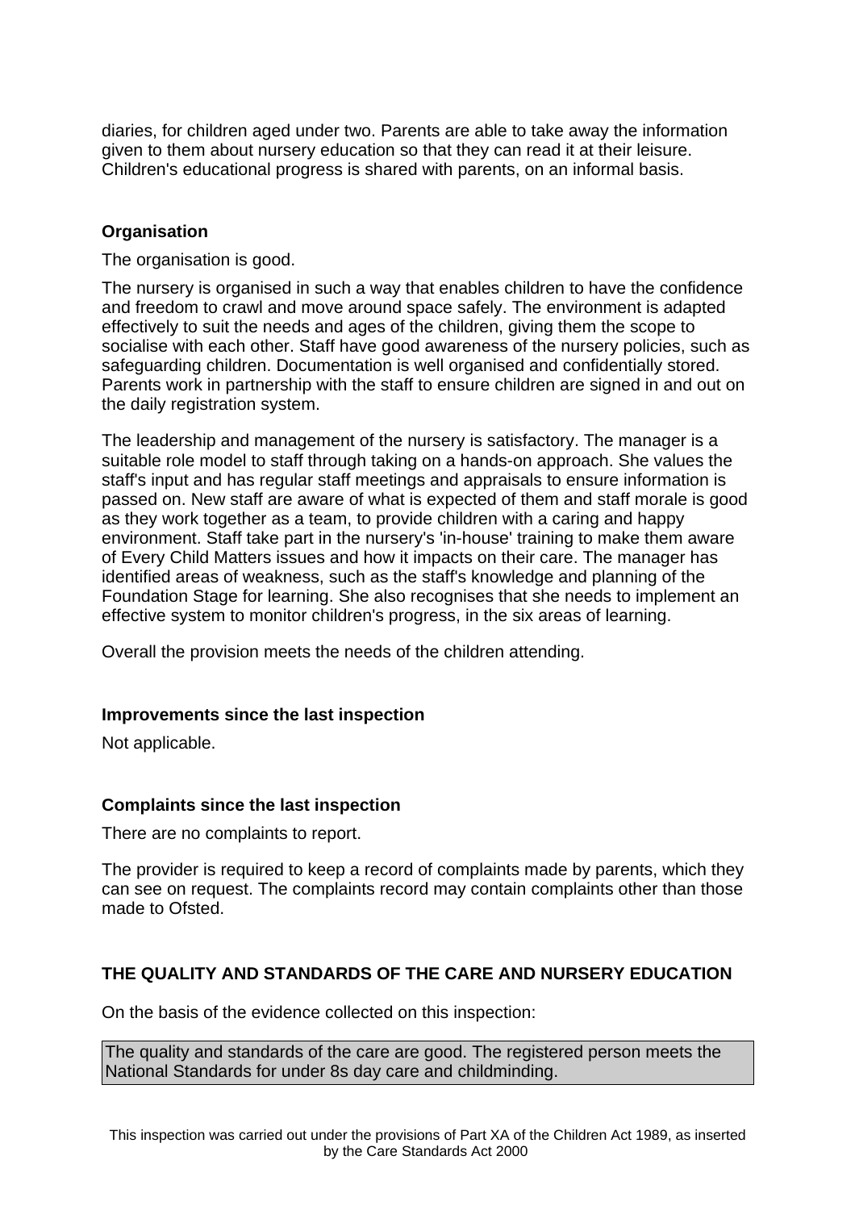diaries, for children aged under two. Parents are able to take away the information given to them about nursery education so that they can read it at their leisure. Children's educational progress is shared with parents, on an informal basis.

**Organisation**

The organisation is good.

The nursery is organised in such a way that enables children to have the confidence and freedom to crawl and move around space safely. The environment is adapted effectively to suit the needs and ages of the children, giving them the scope to socialise with each other. Staff have good awareness of the nursery policies, such as safeguarding children. Documentation is well organised and confidentially stored. Parents work in partnership with the staff to ensure children are signed in and out on the daily registration system.

The leadership and management of the nursery is satisfactory. The manager is a suitable role model to staff through taking on a hands-on approach. She values the staff's input and has regular staff meetings and appraisals to ensure information is passed on. New staff are aware of what is expected of them and staff morale is good as they work together as a team, to provide children with a caring and happy environment. Staff take part in the nursery's 'in-house' training to make them aware of Every Child Matters issues and how it impacts on their care. The manager has identified areas of weakness, such as the staff's knowledge and planning of the Foundation Stage for learning. She also recognises that she needs to implement an effective system to monitor children's progress, in the six areas of learning.

Overall the provision meets the needs of the children attending.

**Improvements since the last inspection**

Not applicable.

**Complaints since the last inspection**

There are no complaints to report.

The provider is required to keep a record of complaints made by parents, which they can see on request. The complaints record may contain complaints other than those made to Ofsted.

**THE QUALITY AND STANDARDS OF THE CARE AND NURSERY EDUCATION**

On the basis of the evidence collected on this inspection:

The quality and standards of the care are good. The registered person meets the National Standards for under 8s day care and childminding.

This inspection was carried out under the provisions of Part XA of the Children Act 1989, as inserted by the Care Standards Act 2000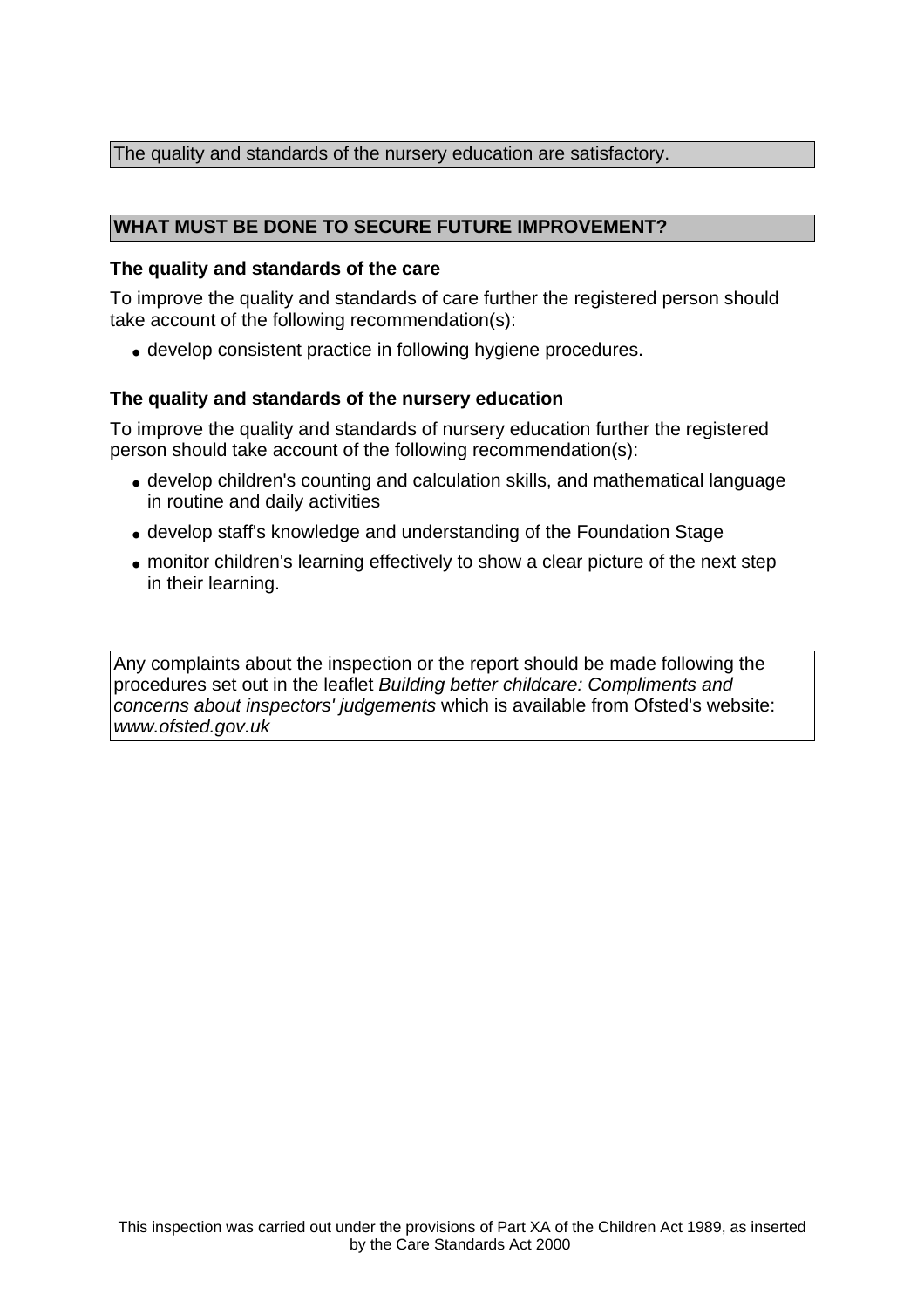The quality and standards of the nursery education are satisfactory.

## WHAT MUST BE DONE TO SECURE FUTURE IMPROVEMENT?

### The quality and standards of the care

To improve the quality and standards of care further the registered person should take account of the following recommendation(s):

- develop consistent practice in following hygiene procedures.

### The quality and standards of the nursery education

To improve the quality and standards of nursery education further the registered person should take account of the following recommendation(s):

- develop children's counting and calculation skills, and mathematical language in routine and daily activities
- develop staff's knowledge and understanding of the Foundation Stage
- monitor children's learning effectively to show a clear picture of the next step in their learning.

Any complaints about the inspection or the report should be made following the procedures set out in the leaflet *Building better childcare: Compliments and concerns about inspectors' judgements* which is available from Ofsted's website: *www.ofsted.gov.uk*

This inspection was carried out under the provisions of Part XA of the Children Act 1989, as inserted by the Care Standards Act 2000